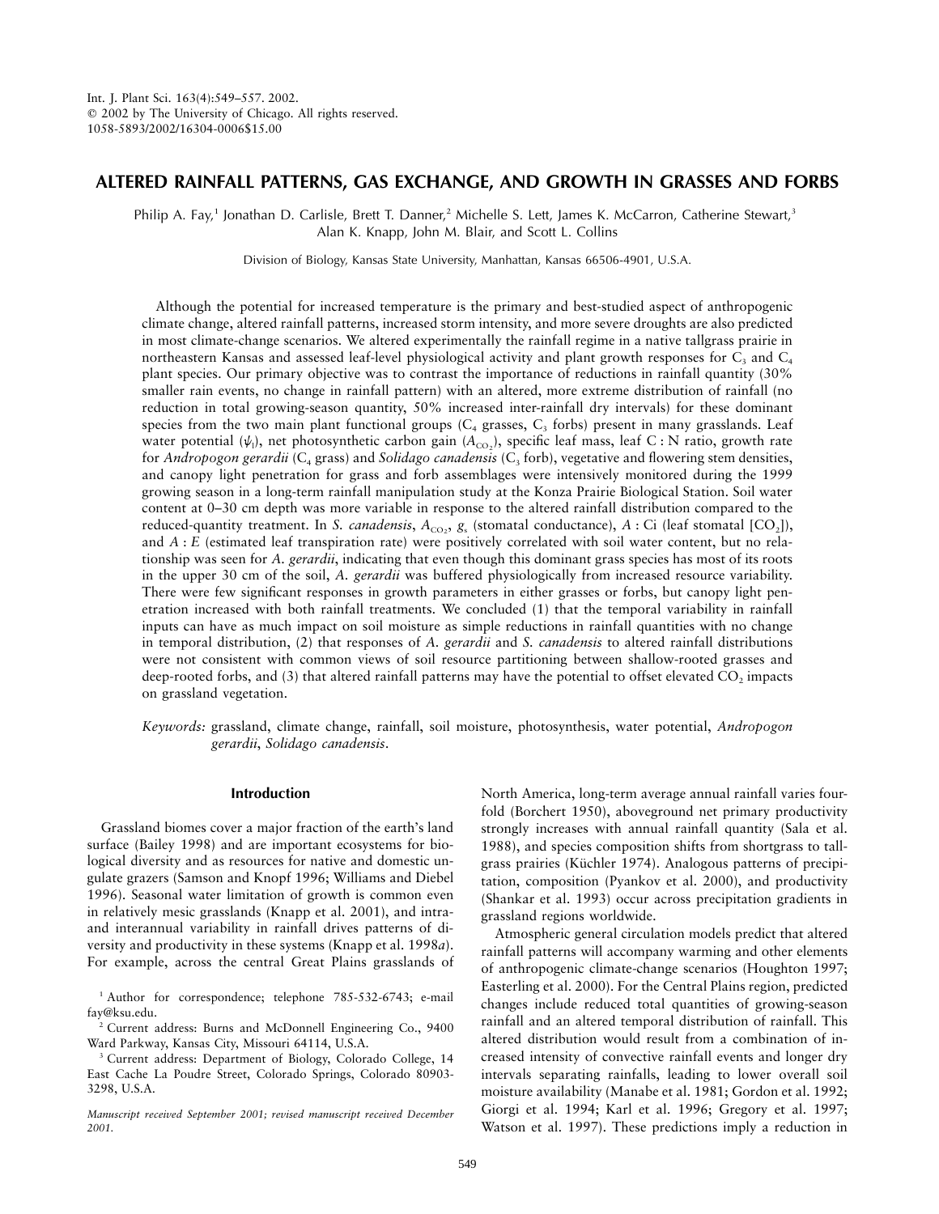Int. J. Plant Sci. 163(4):549–557. 2002.
© 2002 by The University of Chicago. All rights reserved.
1058-5893/2002/16304-0006$15.00

# ALTERED RAINFALL PATTERNS, GAS EXCHANGE, AND GROWTH IN GRASSES AND FORBS

Philip A. Fay,[1] Jonathan D. Carlisle,[2] Brett T. Danner,[2] Michelle S. Lett, James K. McCarron, Catherine Stewart,[3] Alan K. Knapp, John M. Blair, and Scott L. Collins

Division of Biology, Kansas State University, Manhattan, Kansas 66506-4901, U.S.A.

Although the potential for increased temperature is the primary and best-studied aspect of anthropogenic climate change, altered rainfall patterns, increased storm intensity, and more severe droughts are also predicted in most climate-change scenarios. We altered experimentally the rainfall regime in a native tallgrass prairie in northeastern Kansas and assessed leaf-level physiological activity and plant growth responses for $C_3$ and $C_4$ plant species. Our primary objective was to contrast the importance of reductions in rainfall quantity (30% smaller rain events, no change in rainfall pattern) with an altered, more extreme distribution of rainfall (no reduction in total growing-season quantity, 50% increased inter-rainfall dry intervals) for these dominant species from the two main plant functional groups ($C_4$ grasses, $C_3$ forbs) present in many grasslands. Leaf water potential ($\psi_l$), net photosynthetic carbon gain ($A_{CO_2}$), specific leaf mass, leaf C : N ratio, growth rate for *Andropogon gerardii* ($C_4$ grass) and *Solidago canadensis* ($C_3$ forb), vegetative and flowering stem densities, and canopy light penetration for grass and forb assemblages were intensively monitored during the 1999 growing season in a long-term rainfall manipulation study at the Konza Prairie Biological Station. Soil water content at 0–30 cm depth was more variable in response to the altered rainfall distribution compared to the reduced-quantity treatment. In *S. canadensis*, $A_{CO_2}$, $g_s$ (stomatal conductance), $A : \mathrm{Ci}$ (leaf stomatal [$CO_2$]), and $A : E$ (estimated leaf transpiration rate) were positively correlated with soil water content, but no relationship was seen for *A. gerardii*, indicating that even though this dominant grass species has most of its roots in the upper 30 cm of the soil, *A. gerardii* was buffered physiologically from increased resource variability. There were few significant responses in growth parameters in either grasses or forbs, but canopy light penetration increased with both rainfall treatments. We concluded (1) that the temporal variability in rainfall inputs can have as much impact on soil moisture as simple reductions in rainfall quantities with no change in temporal distribution, (2) that responses of *A. gerardii* and *S. canadensis* to altered rainfall distributions were not consistent with common views of soil resource partitioning between shallow-rooted grasses and deep-rooted forbs, and (3) that altered rainfall patterns may have the potential to offset elevated $CO_2$ impacts on grassland vegetation.

*Keywords:* grassland, climate change, rainfall, soil moisture, photosynthesis, water potential, *Andropogon gerardii*, *Solidago canadensis*.

## Introduction

Grassland biomes cover a major fraction of the earth's land surface (Bailey 1998) and are important ecosystems for biological diversity and as resources for native and domestic ungulate grazers (Samson and Knopf 1996; Williams and Diebel 1996). Seasonal water limitation of growth is common even in relatively mesic grasslands (Knapp et al. 2001), and intra- and interannual variability in rainfall drives patterns of diversity and productivity in these systems (Knapp et al. 1998*a*). For example, across the central Great Plains grasslands of North America, long-term average annual rainfall varies fourfold (Borchert 1950), aboveground net primary productivity strongly increases with annual rainfall quantity (Sala et al. 1988), and species composition shifts from shortgrass to tallgrass prairies (Küchler 1974). Analogous patterns of precipitation, composition (Pyankov et al. 2000), and productivity (Shankar et al. 1993) occur across precipitation gradients in grassland regions worldwide.

Atmospheric general circulation models predict that altered rainfall patterns will accompany warming and other elements of anthropogenic climate-change scenarios (Houghton 1997; Easterling et al. 2000). For the Central Plains region, predicted changes include reduced total quantities of growing-season rainfall and an altered temporal distribution of rainfall. This altered distribution would result from a combination of increased intensity of convective rainfall events and longer dry intervals separating rainfalls, leading to lower overall soil moisture availability (Manabe et al. 1981; Gordon et al. 1992; Giorgi et al. 1994; Karl et al. 1996; Gregory et al. 1997; Watson et al. 1997). These predictions imply a reduction in

[1] Author for correspondence; telephone 785-532-6743; e-mail fay@ksu.edu.

[2] Current address: Burns and McDonnell Engineering Co., 9400 Ward Parkway, Kansas City, Missouri 64114, U.S.A.

[3] Current address: Department of Biology, Colorado College, 14 East Cache La Poudre Street, Colorado Springs, Colorado 80903-3298, U.S.A.

*Manuscript received September 2001; revised manuscript received December 2001.*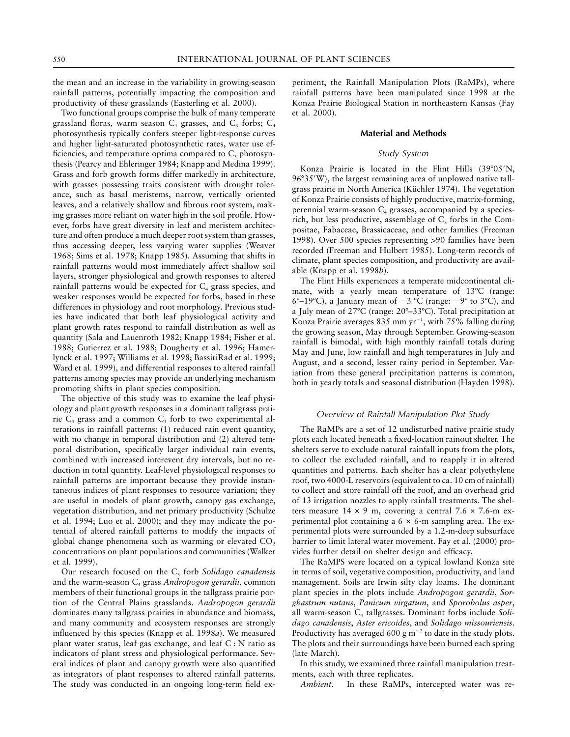the mean and an increase in the variability in growing-season rainfall patterns, potentially impacting the composition and productivity of these grasslands (Easterling et al. 2000).

Two functional groups comprise the bulk of many temperate grassland floras, warm season $C_4$ grasses, and $C_3$ forbs; $C_4$ photosynthesis typically confers steeper light-response curves and higher light-saturated photosynthetic rates, water use efficiencies, and temperature optima compared to $C_3$ photosynthesis (Pearcy and Ehleringer 1984; Knapp and Medina 1999). Grass and forb growth forms differ markedly in architecture, with grasses possessing traits consistent with drought tolerance, such as basal meristems, narrow, vertically oriented leaves, and a relatively shallow and fibrous root system, making grasses more reliant on water high in the soil profile. However, forbs have great diversity in leaf and meristem architecture and often produce a much deeper root system than grasses, thus accessing deeper, less varying water supplies (Weaver 1968; Sims et al. 1978; Knapp 1985). Assuming that shifts in rainfall patterns would most immediately affect shallow soil layers, stronger physiological and growth responses to altered rainfall patterns would be expected for $C_4$ grass species, and weaker responses would be expected for forbs, based in these differences in physiology and root morphology. Previous studies have indicated that both leaf physiological activity and plant growth rates respond to rainfall distribution as well as quantity (Sala and Lauenroth 1982; Knapp 1984; Fisher et al. 1988; Gutierrez et al. 1988; Dougherty et al. 1996; Hamerlynck et al. 1997; Williams et al. 1998; BassiriRad et al. 1999; Ward et al. 1999), and differential responses to altered rainfall patterns among species may provide an underlying mechanism promoting shifts in plant species composition.

The objective of this study was to examine the leaf physiology and plant growth responses in a dominant tallgrass prairie $C_4$ grass and a common $C_3$ forb to two experimental alterations in rainfall patterns: (1) reduced rain event quantity, with no change in temporal distribution and (2) altered temporal distribution, specifically larger individual rain events, combined with increased interevent dry intervals, but no reduction in total quantity. Leaf-level physiological responses to rainfall patterns are important because they provide instantaneous indices of plant responses to resource variation; they are useful in models of plant growth, canopy gas exchange, vegetation distribution, and net primary productivity (Schulze et al. 1994; Luo et al. 2000); and they may indicate the potential of altered rainfall patterns to modify the impacts of global change phenomena such as warming or elevated $CO_2$ concentrations on plant populations and communities (Walker et al. 1999).

Our research focused on the $C_3$ forb *Solidago canadensis* and the warm-season $C_4$ grass *Andropogon gerardii*, common members of their functional groups in the tallgrass prairie portion of the Central Plains grasslands. *Andropogon gerardii* dominates many tallgrass prairies in abundance and biomass, and many community and ecosystem responses are strongly influenced by this species (Knapp et al. 1998*a*). We measured plant water status, leaf gas exchange, and leaf C : N ratio as indicators of plant stress and physiological performance. Several indices of plant and canopy growth were also quantified as integrators of plant responses to altered rainfall patterns. The study was conducted in an ongoing long-term field experiment, the Rainfall Manipulation Plots (RaMPs), where rainfall patterns have been manipulated since 1998 at the Konza Prairie Biological Station in northeastern Kansas (Fay et al. 2000).

## Material and Methods

### Study System

Konza Prairie is located in the Flint Hills (39°05′N, 96°35′W), the largest remaining area of unplowed native tallgrass prairie in North America (Küchler 1974). The vegetation of Konza Prairie consists of highly productive, matrix-forming, perennial warm-season $C_4$ grasses, accompanied by a species-rich, but less productive, assemblage of $C_3$ forbs in the Compositae, Fabaceae, Brassicaceae, and other families (Freeman 1998). Over 500 species representing >90 families have been recorded (Freeman and Hulbert 1985). Long-term records of climate, plant species composition, and productivity are available (Knapp et al. 1998*b*).

The Flint Hills experiences a temperate midcontinental climate, with a yearly mean temperature of 13°C (range: 6°–19°C), a January mean of −3 °C (range: −9° to 3°C), and a July mean of 27°C (range: 20°–33°C). Total precipitation at Konza Prairie averages 835 mm $yr^{-1}$, with 75% falling during the growing season, May through September. Growing-season rainfall is bimodal, with high monthly rainfall totals during May and June, low rainfall and high temperatures in July and August, and a second, lesser rainy period in September. Variation from these general precipitation patterns is common, both in yearly totals and seasonal distribution (Hayden 1998).

### Overview of Rainfall Manipulation Plot Study

The RaMPs are a set of 12 undisturbed native prairie study plots each located beneath a fixed-location rainout shelter. The shelters serve to exclude natural rainfall inputs from the plots, to collect the excluded rainfall, and to reapply it in altered quantities and patterns. Each shelter has a clear polyethylene roof, two 4000-L reservoirs (equivalent to ca. 10 cm of rainfall) to collect and store rainfall off the roof, and an overhead grid of 13 irrigation nozzles to apply rainfall treatments. The shelters measure 14 × 9 m, covering a central 7.6 × 7.6-m experimental plot containing a 6 × 6-m sampling area. The experimental plots were surrounded by a 1.2-m-deep subsurface barrier to limit lateral water movement. Fay et al. (2000) provides further detail on shelter design and efficacy.

The RaMPS were located on a typical lowland Konza site in terms of soil, vegetative composition, productivity, and land management. Soils are Irwin silty clay loams. The dominant plant species in the plots include *Andropogon gerardii*, *Sorghastrum nutans*, *Panicum virgatum*, and *Sporobolus asper*, all warm-season $C_4$ tallgrasses. Dominant forbs include *Solidago canadensis*, *Aster ericoides*, and *Solidago missouriensis*. Productivity has averaged 600 g $m^{-2}$ to date in the study plots. The plots and their surroundings have been burned each spring (late March).

In this study, we examined three rainfall manipulation treatments, each with three replicates.

*Ambient*. In these RaMPs, intercepted water was re-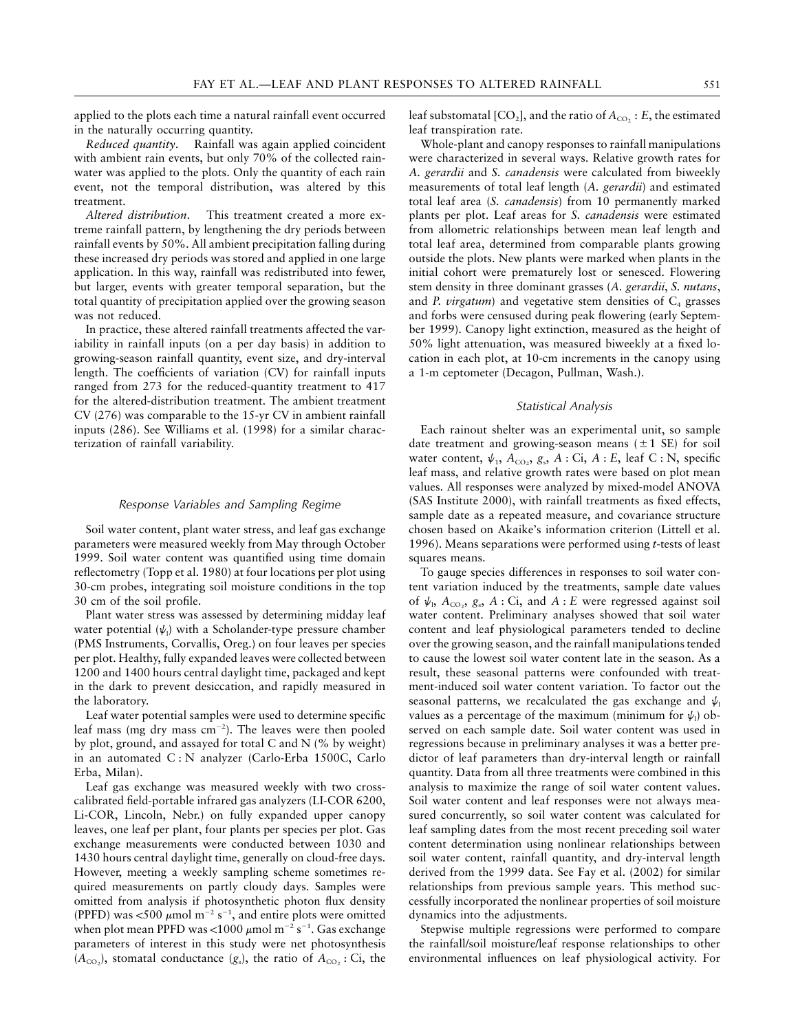applied to the plots each time a natural rainfall event occurred in the naturally occurring quantity.

*Reduced quantity*. Rainfall was again applied coincident with ambient rain events, but only 70% of the collected rainwater was applied to the plots. Only the quantity of each rain event, not the temporal distribution, was altered by this treatment.

*Altered distribution*. This treatment created a more extreme rainfall pattern, by lengthening the dry periods between rainfall events by 50%. All ambient precipitation falling during these increased dry periods was stored and applied in one large application. In this way, rainfall was redistributed into fewer, but larger, events with greater temporal separation, but the total quantity of precipitation applied over the growing season was not reduced.

In practice, these altered rainfall treatments affected the variability in rainfall inputs (on a per day basis) in addition to growing-season rainfall quantity, event size, and dry-interval length. The coefficients of variation (CV) for rainfall inputs ranged from 273 for the reduced-quantity treatment to 417 for the altered-distribution treatment. The ambient treatment CV (276) was comparable to the 15-yr CV in ambient rainfall inputs (286). See Williams et al. (1998) for a similar characterization of rainfall variability.

### Response Variables and Sampling Regime

Soil water content, plant water stress, and leaf gas exchange parameters were measured weekly from May through October 1999. Soil water content was quantified using time domain reflectometry (Topp et al. 1980) at four locations per plot using 30-cm probes, integrating soil moisture conditions in the top 30 cm of the soil profile.

Plant water stress was assessed by determining midday leaf water potential ($\psi_l$) with a Scholander-type pressure chamber (PMS Instruments, Corvallis, Oreg.) on four leaves per species per plot. Healthy, fully expanded leaves were collected between 1200 and 1400 hours central daylight time, packaged and kept in the dark to prevent desiccation, and rapidly measured in the laboratory.

Leaf water potential samples were used to determine specific leaf mass (mg dry mass $cm^{-2}$). The leaves were then pooled by plot, ground, and assayed for total C and N (% by weight) in an automated C : N analyzer (Carlo-Erba 1500C, Carlo Erba, Milan).

Leaf gas exchange was measured weekly with two cross-calibrated field-portable infrared gas analyzers (LI-COR 6200, Li-COR, Lincoln, Nebr.) on fully expanded upper canopy leaves, one leaf per plant, four plants per species per plot. Gas exchange measurements were conducted between 1030 and 1430 hours central daylight time, generally on cloud-free days. However, meeting a weekly sampling scheme sometimes required measurements on partly cloudy days. Samples were omitted from analysis if photosynthetic photon flux density (PPFD) was <500 $\mu$mol $m^{-2}$ $s^{-1}$, and entire plots were omitted when plot mean PPFD was <1000 $\mu$mol $m^{-2}$ $s^{-1}$. Gas exchange parameters of interest in this study were net photosynthesis ($A_{CO_2}$), stomatal conductance ($g_s$), the ratio of $A_{CO_2}$ : Ci, the leaf substomatal [$CO_2$], and the ratio of $A_{CO_2}$ : $E$, the estimated leaf transpiration rate.

Whole-plant and canopy responses to rainfall manipulations were characterized in several ways. Relative growth rates for *A. gerardii* and *S. canadensis* were calculated from biweekly measurements of total leaf length (*A. gerardii*) and estimated total leaf area (*S. canadensis*) from 10 permanently marked plants per plot. Leaf areas for *S. canadensis* were estimated from allometric relationships between mean leaf length and total leaf area, determined from comparable plants growing outside the plots. New plants were marked when plants in the initial cohort were prematurely lost or senesced. Flowering stem density in three dominant grasses (*A. gerardii*, *S. nutans*, and *P. virgatum*) and vegetative stem densities of $C_4$ grasses and forbs were censused during peak flowering (early September 1999). Canopy light extinction, measured as the height of 50% light attenuation, was measured biweekly at a fixed location in each plot, at 10-cm increments in the canopy using a 1-m ceptometer (Decagon, Pullman, Wash.).

### Statistical Analysis

Each rainout shelter was an experimental unit, so sample date treatment and growing-season means ($\pm 1$ SE) for soil water content, $\psi_l$, $A_{CO_2}$, $g_s$, $A$ : Ci, $A$ : $E$, leaf C : N, specific leaf mass, and relative growth rates were based on plot mean values. All responses were analyzed by mixed-model ANOVA (SAS Institute 2000), with rainfall treatments as fixed effects, sample date as a repeated measure, and covariance structure chosen based on Akaike's information criterion (Littell et al. 1996). Means separations were performed using $t$-tests of least squares means.

To gauge species differences in responses to soil water content variation induced by the treatments, sample date values of $\psi_l$, $A_{CO_2}$, $g_s$, $A$ : Ci, and $A$ : $E$ were regressed against soil water content. Preliminary analyses showed that soil water content and leaf physiological parameters tended to decline over the growing season, and the rainfall manipulations tended to cause the lowest soil water content late in the season. As a result, these seasonal patterns were confounded with treatment-induced soil water content variation. To factor out the seasonal patterns, we recalculated the gas exchange and $\psi_l$ values as a percentage of the maximum (minimum for $\psi_l$) observed on each sample date. Soil water content was used in regressions because in preliminary analyses it was a better predictor of leaf parameters than dry-interval length or rainfall quantity. Data from all three treatments were combined in this analysis to maximize the range of soil water content values. Soil water content and leaf responses were not always measured concurrently, so soil water content was calculated for leaf sampling dates from the most recent preceding soil water content determination using nonlinear relationships between soil water content, rainfall quantity, and dry-interval length derived from the 1999 data. See Fay et al. (2002) for similar relationships from previous sample years. This method successfully incorporated the nonlinear properties of soil moisture dynamics into the adjustments.

Stepwise multiple regressions were performed to compare the rainfall/soil moisture/leaf response relationships to other environmental influences on leaf physiological activity. For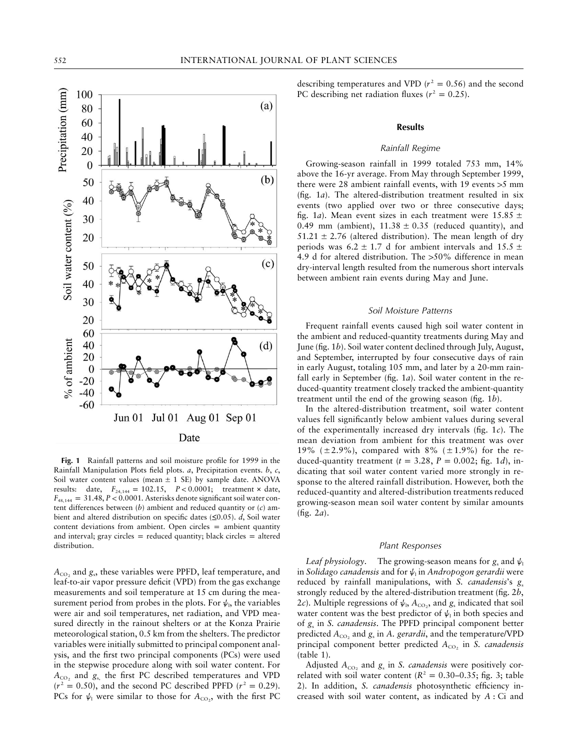**Fig. 1** Rainfall patterns and soil moisture profile for 1999 in the Rainfall Manipulation Plots field plots. *a*, Precipitation events. *b*, *c*, Soil water content values (mean ± 1 SE) by sample date. ANOVA results: date, $F_{24,144} = 102.15$, $P < 0.0001$; treatment × date, $F_{48,144} = 31.48$, $P < 0.0001$. Asterisks denote significant soil water content differences between (*b*) ambient and reduced quantity or (*c*) ambient and altered distribution on specific dates (≤0.05). *d*, Soil water content deviations from ambient. Open circles = ambient quantity and interval; gray circles = reduced quantity; black circles = altered distribution.

$A_{CO_2}$ and $g_s$, these variables were PPFD, leaf temperature, and leaf-to-air vapor pressure deficit (VPD) from the gas exchange measurements and soil temperature at 15 cm during the measurement period from probes in the plots. For $\psi_l$, the variables were air and soil temperatures, net radiation, and VPD measured directly in the rainout shelters or at the Konza Prairie meteorological station, 0.5 km from the shelters. The predictor variables were initially submitted to principal component analysis, and the first two principal components (PCs) were used in the stepwise procedure along with soil water content. For $A_{CO_2}$ and $g_s$, the first PC described temperatures and VPD ($r^2 = 0.50$), and the second PC described PPFD ($r^2 = 0.29$). PCs for $\psi_l$ were similar to those for $A_{CO_2}$, with the first PC describing temperatures and VPD ($r^2 = 0.56$) and the second PC describing net radiation fluxes ($r^2 = 0.25$).

## Results

### Rainfall Regime

Growing-season rainfall in 1999 totaled 753 mm, 14% above the 16-yr average. From May through September 1999, there were 28 ambient rainfall events, with 19 events >5 mm (fig. 1*a*). The altered-distribution treatment resulted in six events (two applied over two or three consecutive days; fig. 1*a*). Mean event sizes in each treatment were 15.85 ± 0.49 mm (ambient), 11.38 ± 0.35 (reduced quantity), and 51.21 ± 2.76 (altered distribution). The mean length of dry periods was 6.2 ± 1.7 d for ambient intervals and 15.5 ± 4.9 d for altered distribution. The >50% difference in mean dry-interval length resulted from the numerous short intervals between ambient rain events during May and June.

### Soil Moisture Patterns

Frequent rainfall events caused high soil water content in the ambient and reduced-quantity treatments during May and June (fig. 1*b*). Soil water content declined through July, August, and September, interrupted by four consecutive days of rain in early August, totaling 105 mm, and later by a 20-mm rainfall early in September (fig. 1*a*). Soil water content in the reduced-quantity treatment closely tracked the ambient-quantity treatment until the end of the growing season (fig. 1*b*).

In the altered-distribution treatment, soil water content values fell significantly below ambient values during several of the experimentally increased dry intervals (fig. 1*c*). The mean deviation from ambient for this treatment was over 19% (±2.9%), compared with 8% (±1.9%) for the reduced-quantity treatment ($t = 3.28$, $P = 0.002$; fig. 1*d*), indicating that soil water content varied more strongly in response to the altered rainfall distribution. However, both the reduced-quantity and altered-distribution treatments reduced growing-season mean soil water content by similar amounts (fig. 2*a*).

### Plant Responses

*Leaf physiology*. The growing-season means for $g_s$ and $\psi_l$ in *Solidago canadensis* and for $\psi_l$ in *Andropogon gerardii* were reduced by rainfall manipulations, with *S. canadensis*'s $g_s$ strongly reduced by the altered-distribution treatment (fig. 2*b*, 2*c*). Multiple regressions of $\psi_l$, $A_{CO_2}$, and $g_s$ indicated that soil water content was the best predictor of $\psi_l$ in both species and of $g_s$ in *S. canadensis*. The PPFD principal component better predicted $A_{CO_2}$ and $g_s$ in *A. gerardii*, and the temperature/VPD principal component better predicted $A_{CO_2}$ in *S. canadensis* (table 1).

Adjusted $A_{CO_2}$ and $g_s$ in *S. canadensis* were positively correlated with soil water content ($R^2 = 0.30$–$0.35$; fig. 3; table 2). In addition, *S. canadensis* photosynthetic efficiency increased with soil water content, as indicated by *A* : Ci and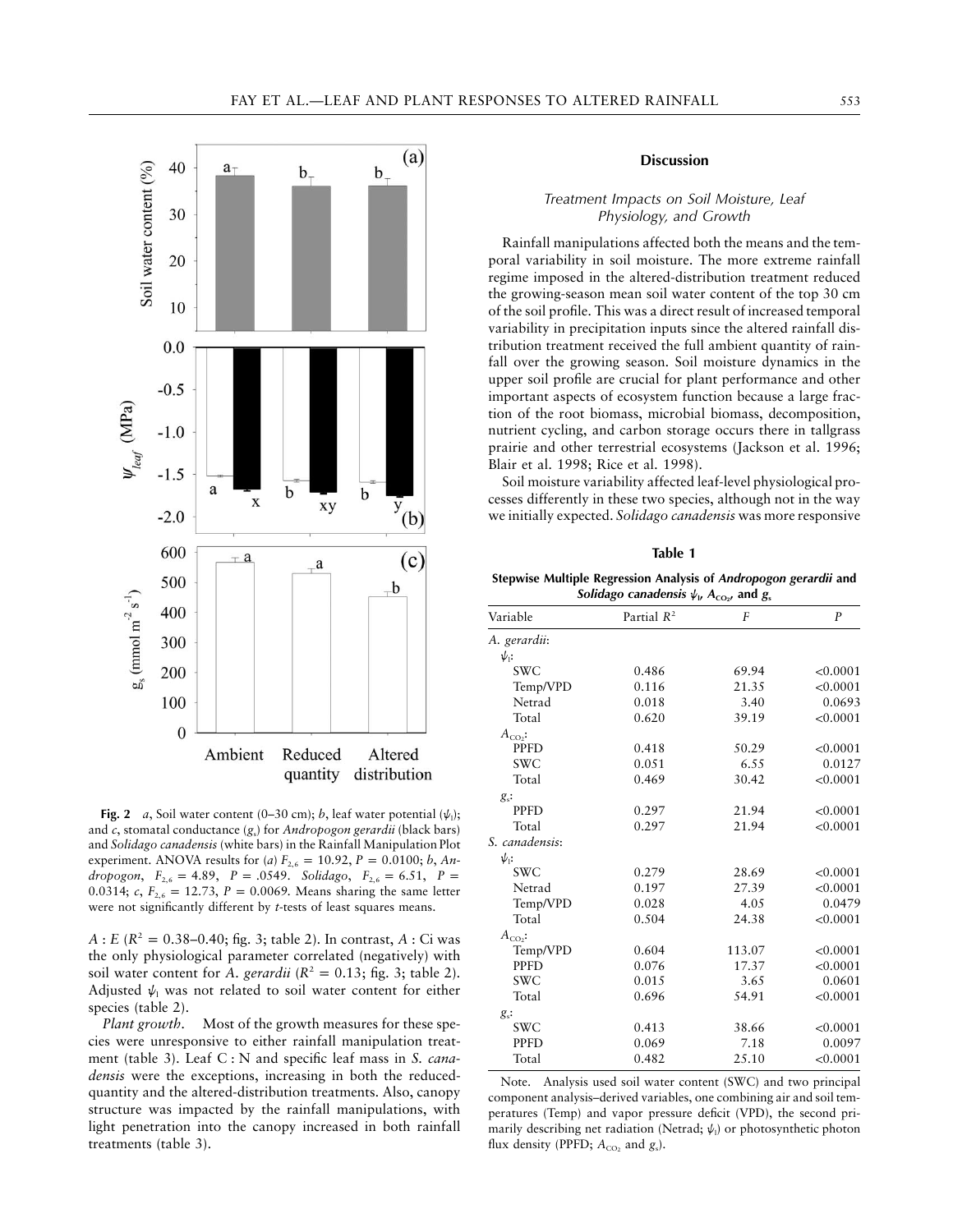**Fig. 2** *a*, Soil water content (0–30 cm); *b*, leaf water potential ($\psi_l$); and *c*, stomatal conductance ($g_s$) for *Andropogon gerardii* (black bars) and *Solidago canadensis* (white bars) in the Rainfall Manipulation Plot experiment. ANOVA results for (*a*) $F_{2,6} = 10.92$, $P = 0.0100$; *b*, *Andropogon*, $F_{2,6} = 4.89$, $P = .0549$. *Solidago*, $F_{2,6} = 6.51$, $P = 0.0314$; *c*, $F_{2,6} = 12.73$, $P = 0.0069$. Means sharing the same letter were not significantly different by *t*-tests of least squares means.

$A : E$ ($R^2 = 0.38$–$0.40$; fig. 3; table 2). In contrast, $A$ : Ci was the only physiological parameter correlated (negatively) with soil water content for *A. gerardii* ($R^2 = 0.13$; fig. 3; table 2). Adjusted $\psi_l$ was not related to soil water content for either species (table 2).

*Plant growth.* Most of the growth measures for these species were unresponsive to either rainfall manipulation treatment (table 3). Leaf C : N and specific leaf mass in *S. canadensis* were the exceptions, increasing in both the reduced-quantity and the altered-distribution treatments. Also, canopy structure was impacted by the rainfall manipulations, with light penetration into the canopy increased in both rainfall treatments (table 3).

## Discussion

### Treatment Impacts on Soil Moisture, Leaf Physiology, and Growth

Rainfall manipulations affected both the means and the temporal variability in soil moisture. The more extreme rainfall regime imposed in the altered-distribution treatment reduced the growing-season mean soil water content of the top 30 cm of the soil profile. This was a direct result of increased temporal variability in precipitation inputs since the altered rainfall distribution treatment received the full ambient quantity of rainfall over the growing season. Soil moisture dynamics in the upper soil profile are crucial for plant performance and other important aspects of ecosystem function because a large fraction of the root biomass, microbial biomass, decomposition, nutrient cycling, and carbon storage occurs there in tallgrass prairie and other terrestrial ecosystems (Jackson et al. 1996; Blair et al. 1998; Rice et al. 1998).

Soil moisture variability affected leaf-level physiological processes differently in these two species, although not in the way we initially expected. *Solidago canadensis* was more responsive

**Table 1**

**Stepwise Multiple Regression Analysis of *Andropogon gerardii* and *Solidago canadensis* $\psi_l$, $A_{CO_2}$, and $g_s$**

| Variable | Partial $R^2$ | $F$ | $P$ |
|---|---|---|---|
| *A. gerardii*: | | | |
| $\psi_l$: | | | |
| SWC | 0.486 | 69.94 | <0.0001 |
| Temp/VPD | 0.116 | 21.35 | <0.0001 |
| Netrad | 0.018 | 3.40 | 0.0693 |
| Total | 0.620 | 39.19 | <0.0001 |
| $A_{CO_2}$: | | | |
| PPFD | 0.418 | 50.29 | <0.0001 |
| SWC | 0.051 | 6.55 | 0.0127 |
| Total | 0.469 | 30.42 | <0.0001 |
| $g_s$: | | | |
| PPFD | 0.297 | 21.94 | <0.0001 |
| Total | 0.297 | 21.94 | <0.0001 |
| *S. canadensis*: | | | |
| $\psi_l$: | | | |
| SWC | 0.279 | 28.69 | <0.0001 |
| Netrad | 0.197 | 27.39 | <0.0001 |
| Temp/VPD | 0.028 | 4.05 | 0.0479 |
| Total | 0.504 | 24.38 | <0.0001 |
| $A_{CO_2}$: | | | |
| Temp/VPD | 0.604 | 113.07 | <0.0001 |
| PPFD | 0.076 | 17.37 | <0.0001 |
| SWC | 0.015 | 3.65 | 0.0601 |
| Total | 0.696 | 54.91 | <0.0001 |
| $g_s$: | | | |
| SWC | 0.413 | 38.66 | <0.0001 |
| PPFD | 0.069 | 7.18 | 0.0097 |
| Total | 0.482 | 25.10 | <0.0001 |

Note. Analysis used soil water content (SWC) and two principal component analysis–derived variables, one combining air and soil temperatures (Temp) and vapor pressure deficit (VPD), the second primarily describing net radiation (Netrad; $\psi_l$) or photosynthetic photon flux density (PPFD; $A_{CO_2}$ and $g_s$).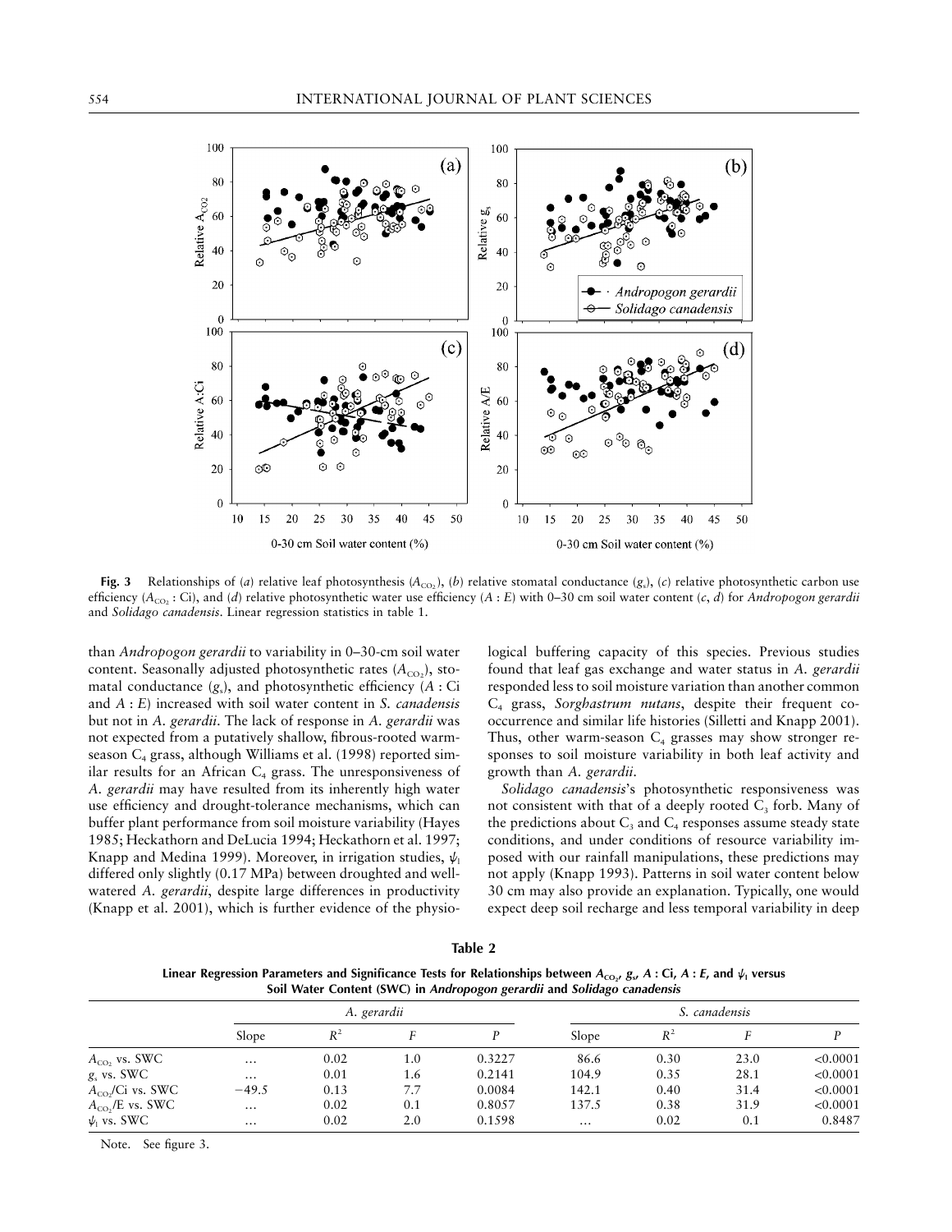**Fig. 3** Relationships of (*a*) relative leaf photosynthesis ($A_{CO_2}$), (*b*) relative stomatal conductance ($g_s$), (*c*) relative photosynthetic carbon use efficiency ($A_{CO_2}$ : Ci), and (*d*) relative photosynthetic water use efficiency ($A$ : $E$) with 0–30 cm soil water content (*c*, *d*) for *Andropogon gerardii* and *Solidago canadensis*. Linear regression statistics in table 1.

than *Andropogon gerardii* to variability in 0–30-cm soil water content. Seasonally adjusted photosynthetic rates ($A_{CO_2}$), stomatal conductance ($g_s$), and photosynthetic efficiency ($A$ : Ci and $A$ : $E$) increased with soil water content in *S. canadensis* but not in *A. gerardii*. The lack of response in *A. gerardii* was not expected from a putatively shallow, fibrous-rooted warm-season $C_4$ grass, although Williams et al. (1998) reported similar results for an African $C_4$ grass. The unresponsiveness of *A. gerardii* may have resulted from its inherently high water use efficiency and drought-tolerance mechanisms, which can buffer plant performance from soil moisture variability (Hayes 1985; Heckathorn and DeLucia 1994; Heckathorn et al. 1997; Knapp and Medina 1999). Moreover, in irrigation studies, $\psi_l$ differed only slightly (0.17 MPa) between droughted and well-watered *A. gerardii*, despite large differences in productivity (Knapp et al. 2001), which is further evidence of the physiological buffering capacity of this species. Previous studies found that leaf gas exchange and water status in *A. gerardii* responded less to soil moisture variation than another common $C_4$ grass, *Sorghastrum nutans*, despite their frequent co-occurrence and similar life histories (Silletti and Knapp 2001). Thus, other warm-season $C_4$ grasses may show stronger responses to soil moisture variability in both leaf activity and growth than *A. gerardii*.

*Solidago canadensis*'s photosynthetic responsiveness was not consistent with that of a deeply rooted $C_3$ forb. Many of the predictions about $C_3$ and $C_4$ responses assume steady state conditions, and under conditions of resource variability imposed with our rainfall manipulations, these predictions may not apply (Knapp 1993). Patterns in soil water content below 30 cm may also provide an explanation. Typically, one would expect deep soil recharge and less temporal variability in deep

**Table 2**

**Linear Regression Parameters and Significance Tests for Relationships between $A_{CO_2}$, $g_s$, $A$ : Ci, $A$ : $E$, and $\psi_l$ versus Soil Water Content (SWC) in *Andropogon gerardii* and *Solidago canadensis***

| | *A. gerardii* | | | | *S. canadensis* | | | |
|---|---|---|---|---|---|---|---|---|
| | Slope | $R^2$ | $F$ | $P$ | Slope | $R^2$ | $F$ | $P$ |
| $A_{CO_2}$ vs. SWC | … | 0.02 | 1.0 | 0.3227 | 86.6 | 0.30 | 23.0 | <0.0001 |
| $g_s$ vs. SWC | … | 0.01 | 1.6 | 0.2141 | 104.9 | 0.35 | 28.1 | <0.0001 |
| $A_{CO_2}$/Ci vs. SWC | −49.5 | 0.13 | 7.7 | 0.0084 | 142.1 | 0.40 | 31.4 | <0.0001 |
| $A_{CO_2}$/E vs. SWC | … | 0.02 | 0.1 | 0.8057 | 137.5 | 0.38 | 31.9 | <0.0001 |
| $\psi_l$ vs. SWC | … | 0.02 | 2.0 | 0.1598 | … | 0.02 | 0.1 | 0.8487 |

Note. See figure 3.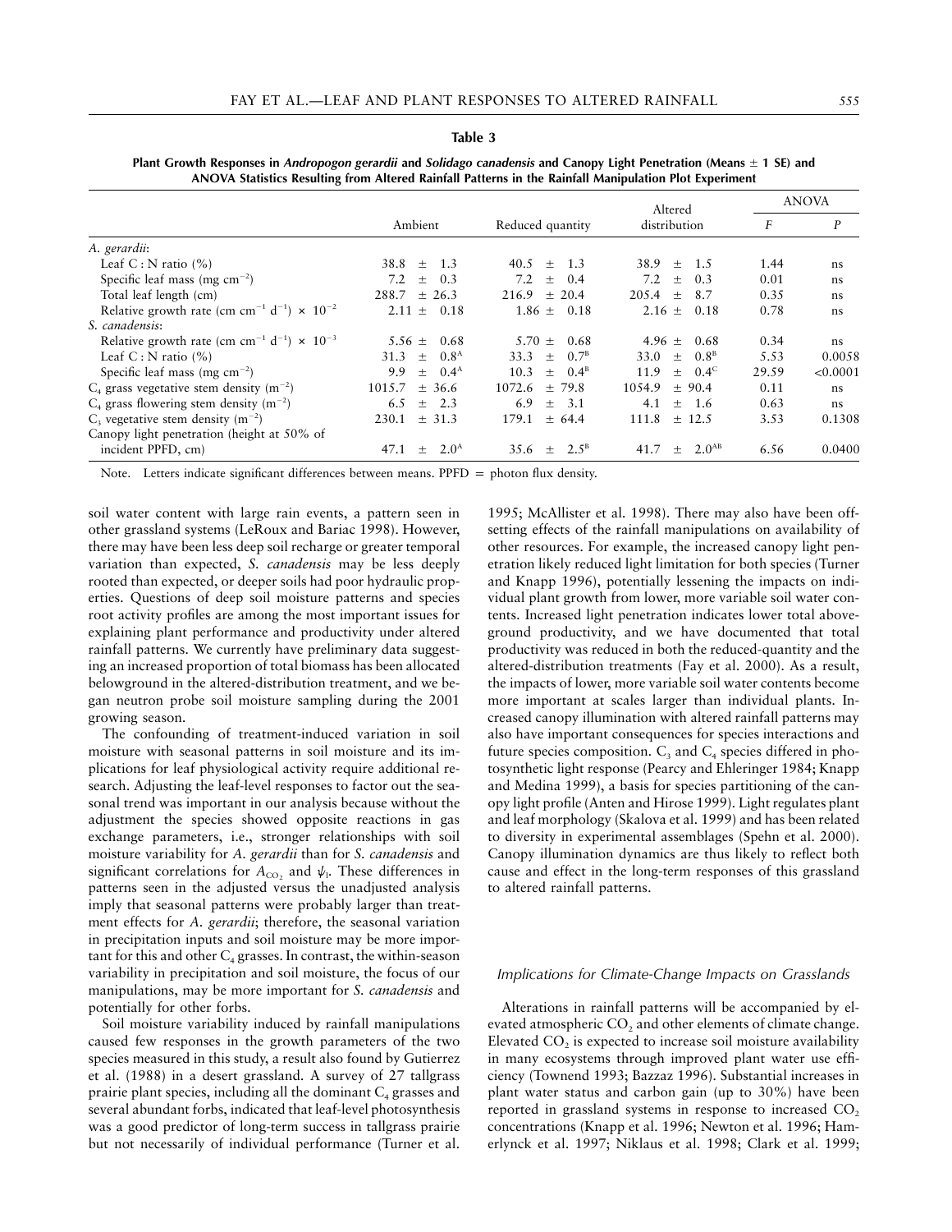**Table 3**

**Plant Growth Responses in *Andropogon gerardii* and *Solidago canadensis* and Canopy Light Penetration (Means ± 1 SE) and ANOVA Statistics Resulting from Altered Rainfall Patterns in the Rainfall Manipulation Plot Experiment**

| | Ambient | Reduced quantity | Altered distribution | ANOVA | |
|---|---|---|---|---|---|
| | | | | $F$ | $P$ |
| *A. gerardii*: | | | | | |
| Leaf C : N ratio (%) | 38.8 ± 1.3 | 40.5 ± 1.3 | 38.9 ± 1.5 | 1.44 | ns |
| Specific leaf mass (mg $cm^{-2}$) | 7.2 ± 0.3 | 7.2 ± 0.4 | 7.2 ± 0.3 | 0.01 | ns |
| Total leaf length (cm) | 288.7 ± 26.3 | 216.9 ± 20.4 | 205.4 ± 8.7 | 0.35 | ns |
| Relative growth rate (cm $cm^{-1}$ $d^{-1}$) × $10^{-2}$ | 2.11 ± 0.18 | 1.86 ± 0.18 | 2.16 ± 0.18 | 0.78 | ns |
| *S. canadensis*: | | | | | |
| Relative growth rate (cm $cm^{-1}$ $d^{-1}$) × $10^{-3}$ | 5.56 ± 0.68 | 5.70 ± 0.68 | 4.96 ± 0.68 | 0.34 | ns |
| Leaf C : N ratio (%) | 31.3 ± $0.8^{A}$ | 33.3 ± $0.7^{B}$ | 33.0 ± $0.8^{B}$ | 5.53 | 0.0058 |
| Specific leaf mass (mg $cm^{-2}$) | 9.9 ± $0.4^{A}$ | 10.3 ± $0.4^{B}$ | 11.9 ± $0.4^{C}$ | 29.59 | <0.0001 |
| $C_4$ grass vegetative stem density ($m^{-2}$) | 1015.7 ± 36.6 | 1072.6 ± 79.8 | 1054.9 ± 90.4 | 0.11 | ns |
| $C_4$ grass flowering stem density ($m^{-2}$) | 6.5 ± 2.3 | 6.9 ± 3.1 | 4.1 ± 1.6 | 0.63 | ns |
| $C_3$ vegetative stem density ($m^{-2}$) | 230.1 ± 31.3 | 179.1 ± 64.4 | 111.8 ± 12.5 | 3.53 | 0.1308 |
| Canopy light penetration (height at 50% of incident PPFD, cm) | 47.1 ± $2.0^{A}$ | 35.6 ± $2.5^{B}$ | 41.7 ± $2.0^{AB}$ | 6.56 | 0.0400 |

Note. Letters indicate significant differences between means. PPFD = photon flux density.

soil water content with large rain events, a pattern seen in other grassland systems (LeRoux and Bariac 1998). However, there may have been less deep soil recharge or greater temporal variation than expected, *S. canadensis* may be less deeply rooted than expected, or deeper soils had poor hydraulic properties. Questions of deep soil moisture patterns and species root activity profiles are among the most important issues for explaining plant performance and productivity under altered rainfall patterns. We currently have preliminary data suggesting an increased proportion of total biomass has been allocated belowground in the altered-distribution treatment, and we began neutron probe soil moisture sampling during the 2001 growing season.

The confounding of treatment-induced variation in soil moisture with seasonal patterns in soil moisture and its implications for leaf physiological activity require additional research. Adjusting the leaf-level responses to factor out the seasonal trend was important in our analysis because without the adjustment the species showed opposite reactions in gas exchange parameters, i.e., stronger relationships with soil moisture variability for *A. gerardii* than for *S. canadensis* and significant correlations for $A_{CO_2}$ and $\psi_l$. These differences in patterns seen in the adjusted versus the unadjusted analysis imply that seasonal patterns were probably larger than treatment effects for *A. gerardii*; therefore, the seasonal variation in precipitation inputs and soil moisture may be more important for this and other $C_4$ grasses. In contrast, the within-season variability in precipitation and soil moisture, the focus of our manipulations, may be more important for *S. canadensis* and potentially for other forbs.

Soil moisture variability induced by rainfall manipulations caused few responses in the growth parameters of the two species measured in this study, a result also found by Gutierrez et al. (1988) in a desert grassland. A survey of 27 tallgrass prairie plant species, including all the dominant $C_4$ grasses and several abundant forbs, indicated that leaf-level photosynthesis was a good predictor of long-term success in tallgrass prairie but not necessarily of individual performance (Turner et al. 1995; McAllister et al. 1998). There may also have been offsetting effects of the rainfall manipulations on availability of other resources. For example, the increased canopy light penetration likely reduced light limitation for both species (Turner and Knapp 1996), potentially lessening the impacts on individual plant growth from lower, more variable soil water contents. Increased light penetration indicates lower total aboveground productivity, and we have documented that total productivity was reduced in both the reduced-quantity and the altered-distribution treatments (Fay et al. 2000). As a result, the impacts of lower, more variable soil water contents become more important at scales larger than individual plants. Increased canopy illumination with altered rainfall patterns may also have important consequences for species interactions and future species composition. $C_3$ and $C_4$ species differed in photosynthetic light response (Pearcy and Ehleringer 1984; Knapp and Medina 1999), a basis for species partitioning of the canopy light profile (Anten and Hirose 1999). Light regulates plant and leaf morphology (Skalova et al. 1999) and has been related to diversity in experimental assemblages (Spehn et al. 2000). Canopy illumination dynamics are thus likely to reflect both cause and effect in the long-term responses of this grassland to altered rainfall patterns.

### *Implications for Climate-Change Impacts on Grasslands*

Alterations in rainfall patterns will be accompanied by elevated atmospheric $CO_2$ and other elements of climate change. Elevated $CO_2$ is expected to increase soil moisture availability in many ecosystems through improved plant water use efficiency (Townend 1993; Bazzaz 1996). Substantial increases in plant water status and carbon gain (up to 30%) have been reported in grassland systems in response to increased $CO_2$ concentrations (Knapp et al. 1996; Newton et al. 1996; Hamerlynck et al. 1997; Niklaus et al. 1998; Clark et al. 1999;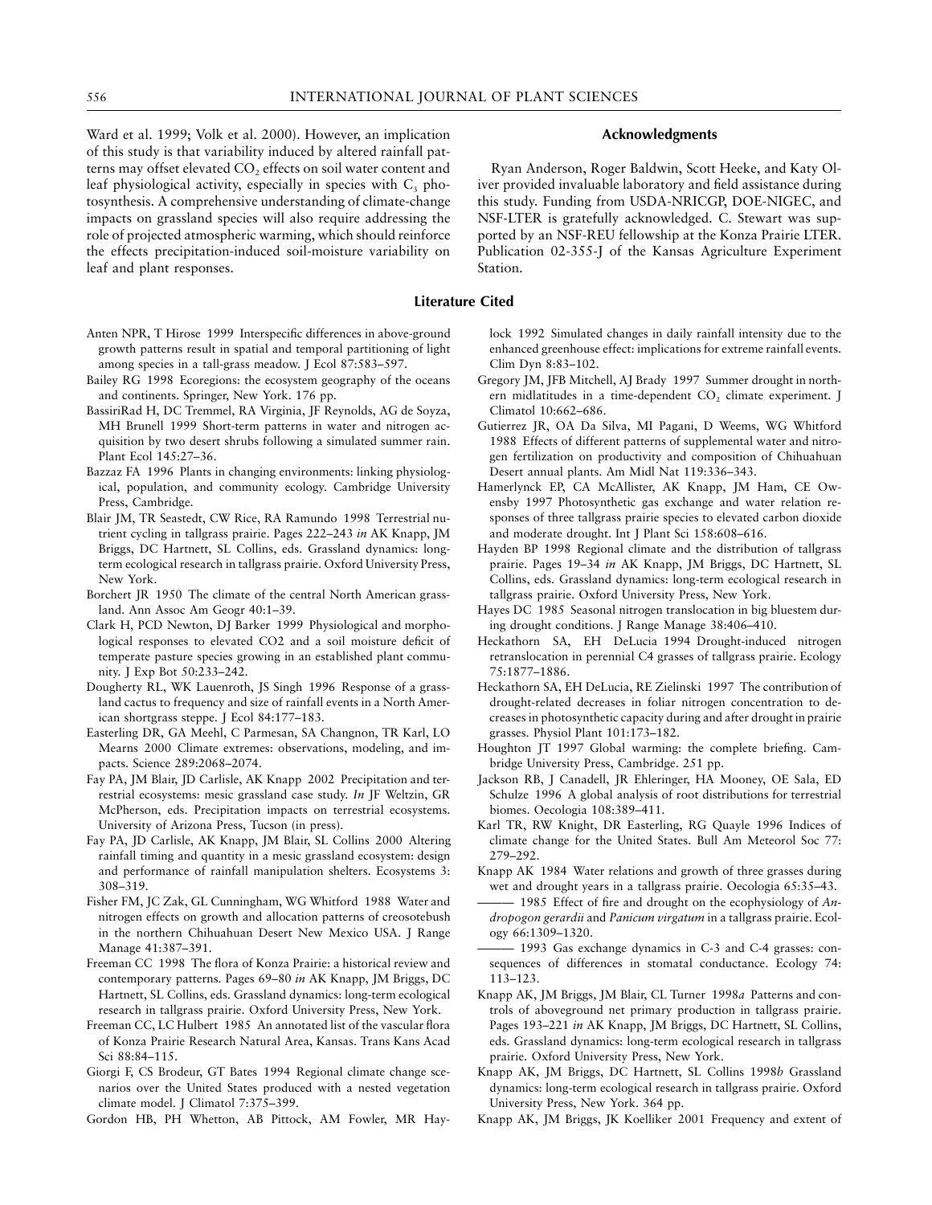Ward et al. 1999; Volk et al. 2000). However, an implication of this study is that variability induced by altered rainfall patterns may offset elevated $CO_2$ effects on soil water content and leaf physiological activity, especially in species with $C_3$ photosynthesis. A comprehensive understanding of climate-change impacts on grassland species will also require addressing the role of projected atmospheric warming, which should reinforce the effects precipitation-induced soil-moisture variability on leaf and plant responses.

## Acknowledgments

Ryan Anderson, Roger Baldwin, Scott Heeke, and Katy Oliver provided invaluable laboratory and field assistance during this study. Funding from USDA-NRICGP, DOE-NIGEC, and NSF-LTER is gratefully acknowledged. C. Stewart was supported by an NSF-REU fellowship at the Konza Prairie LTER. Publication 02-355-J of the Kansas Agriculture Experiment Station.

## Literature Cited

Anten NPR, T Hirose 1999 Interspecific differences in above-ground growth patterns result in spatial and temporal partitioning of light among species in a tall-grass meadow. J Ecol 87:583–597.

Bailey RG 1998 Ecoregions: the ecosystem geography of the oceans and continents. Springer, New York. 176 pp.

BassiriRad H, DC Tremmel, RA Virginia, JF Reynolds, AG de Soyza, MH Brunell 1999 Short-term patterns in water and nitrogen acquisition by two desert shrubs following a simulated summer rain. Plant Ecol 145:27–36.

Bazzaz FA 1996 Plants in changing environments: linking physiological, population, and community ecology. Cambridge University Press, Cambridge.

Blair JM, TR Seastedt, CW Rice, RA Ramundo 1998 Terrestrial nutrient cycling in tallgrass prairie. Pages 222–243 *in* AK Knapp, JM Briggs, DC Hartnett, SL Collins, eds. Grassland dynamics: long-term ecological research in tallgrass prairie. Oxford University Press, New York.

Borchert JR 1950 The climate of the central North American grassland. Ann Assoc Am Geogr 40:1–39.

Clark H, PCD Newton, DJ Barker 1999 Physiological and morphological responses to elevated CO2 and a soil moisture deficit of temperate pasture species growing in an established plant community. J Exp Bot 50:233–242.

Dougherty RL, WK Lauenroth, JS Singh 1996 Response of a grassland cactus to frequency and size of rainfall events in a North American shortgrass steppe. J Ecol 84:177–183.

Easterling DR, GA Meehl, C Parmesan, SA Changnon, TR Karl, LO Mearns 2000 Climate extremes: observations, modeling, and impacts. Science 289:2068–2074.

Fay PA, JM Blair, JD Carlisle, AK Knapp 2002 Precipitation and terrestrial ecosystems: mesic grassland case study. *In* JF Weltzin, GR McPherson, eds. Precipitation impacts on terrestrial ecosystems. University of Arizona Press, Tucson (in press).

Fay PA, JD Carlisle, AK Knapp, JM Blair, SL Collins 2000 Altering rainfall timing and quantity in a mesic grassland ecosystem: design and performance of rainfall manipulation shelters. Ecosystems 3: 308–319.

Fisher FM, JC Zak, GL Cunningham, WG Whitford 1988 Water and nitrogen effects on growth and allocation patterns of creosotebush in the northern Chihuahuan Desert New Mexico USA. J Range Manage 41:387–391.

Freeman CC 1998 The flora of Konza Prairie: a historical review and contemporary patterns. Pages 69–80 *in* AK Knapp, JM Briggs, DC Hartnett, SL Collins, eds. Grassland dynamics: long-term ecological research in tallgrass prairie. Oxford University Press, New York.

Freeman CC, LC Hulbert 1985 An annotated list of the vascular flora of Konza Prairie Research Natural Area, Kansas. Trans Kans Acad Sci 88:84–115.

Giorgi F, CS Brodeur, GT Bates 1994 Regional climate change scenarios over the United States produced with a nested vegetation climate model. J Climatol 7:375–399.

Gordon HB, PH Whetton, AB Pittock, AM Fowler, MR Haylock 1992 Simulated changes in daily rainfall intensity due to the enhanced greenhouse effect: implications for extreme rainfall events. Clim Dyn 8:83–102.

Gregory JM, JFB Mitchell, AJ Brady 1997 Summer drought in northern midlatitudes in a time-dependent $CO_2$ climate experiment. J Climatol 10:662–686.

Gutierrez JR, OA Da Silva, MI Pagani, D Weems, WG Whitford 1988 Effects of different patterns of supplemental water and nitrogen fertilization on productivity and composition of Chihuahuan Desert annual plants. Am Midl Nat 119:336–343.

Hamerlynck EP, CA McAllister, AK Knapp, JM Ham, CE Owensby 1997 Photosynthetic gas exchange and water relation responses of three tallgrass prairie species to elevated carbon dioxide and moderate drought. Int J Plant Sci 158:608–616.

Hayden BP 1998 Regional climate and the distribution of tallgrass prairie. Pages 19–34 *in* AK Knapp, JM Briggs, DC Hartnett, SL Collins, eds. Grassland dynamics: long-term ecological research in tallgrass prairie. Oxford University Press, New York.

Hayes DC 1985 Seasonal nitrogen translocation in big bluestem during drought conditions. J Range Manage 38:406–410.

Heckathorn SA, EH DeLucia 1994 Drought-induced nitrogen retranslocation in perennial C4 grasses of tallgrass prairie. Ecology 75:1877–1886.

Heckathorn SA, EH DeLucia, RE Zielinski 1997 The contribution of drought-related decreases in foliar nitrogen concentration to decreases in photosynthetic capacity during and after drought in prairie grasses. Physiol Plant 101:173–182.

Houghton JT 1997 Global warming: the complete briefing. Cambridge University Press, Cambridge. 251 pp.

Jackson RB, J Canadell, JR Ehleringer, HA Mooney, OE Sala, ED Schulze 1996 A global analysis of root distributions for terrestrial biomes. Oecologia 108:389–411.

Karl TR, RW Knight, DR Easterling, RG Quayle 1996 Indices of climate change for the United States. Bull Am Meteorol Soc 77: 279–292.

Knapp AK 1984 Water relations and growth of three grasses during wet and drought years in a tallgrass prairie. Oecologia 65:35–43.

——— 1985 Effect of fire and drought on the ecophysiology of *Andropogon gerardii* and *Panicum virgatum* in a tallgrass prairie. Ecology 66:1309–1320.

——— 1993 Gas exchange dynamics in C-3 and C-4 grasses: consequences of differences in stomatal conductance. Ecology 74: 113–123.

Knapp AK, JM Briggs, JM Blair, CL Turner 1998*a* Patterns and controls of aboveground net primary production in tallgrass prairie. Pages 193–221 *in* AK Knapp, JM Briggs, DC Hartnett, SL Collins, eds. Grassland dynamics: long-term ecological research in tallgrass prairie. Oxford University Press, New York.

Knapp AK, JM Briggs, DC Hartnett, SL Collins 1998*b* Grassland dynamics: long-term ecological research in tallgrass prairie. Oxford University Press, New York. 364 pp.

Knapp AK, JM Briggs, JK Koelliker 2001 Frequency and extent of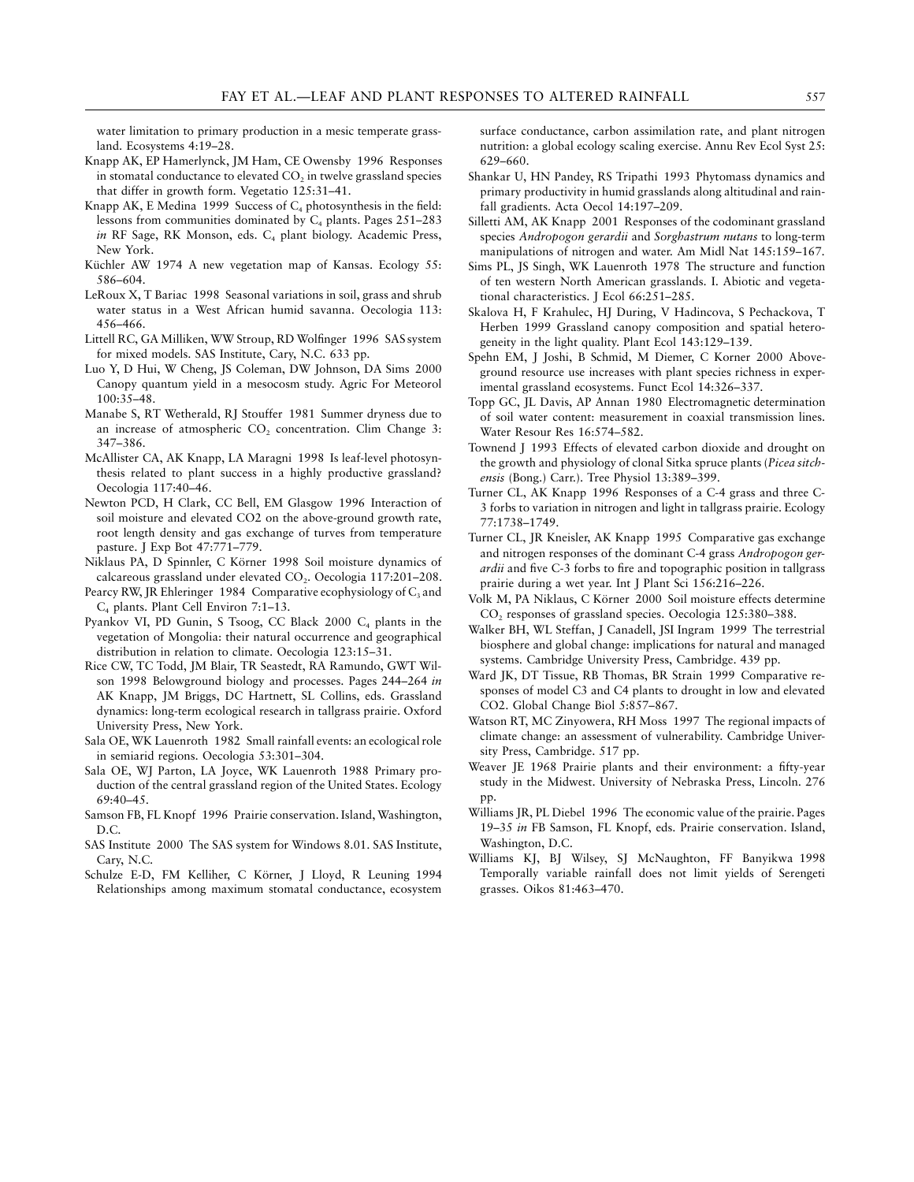water limitation to primary production in a mesic temperate grassland. Ecosystems 4:19–28.

Knapp AK, EP Hamerlynck, JM Ham, CE Owensby 1996 Responses in stomatal conductance to elevated $CO_2$ in twelve grassland species that differ in growth form. Vegetatio 125:31–41.

Knapp AK, E Medina 1999 Success of $C_4$ photosynthesis in the field: lessons from communities dominated by $C_4$ plants. Pages 251–283 *in* RF Sage, RK Monson, eds. $C_4$ plant biology. Academic Press, New York.

Küchler AW 1974 A new vegetation map of Kansas. Ecology 55: 586–604.

LeRoux X, T Bariac 1998 Seasonal variations in soil, grass and shrub water status in a West African humid savanna. Oecologia 113: 456–466.

Littell RC, GA Milliken, WW Stroup, RD Wolfinger 1996 SAS system for mixed models. SAS Institute, Cary, N.C. 633 pp.

Luo Y, D Hui, W Cheng, JS Coleman, DW Johnson, DA Sims 2000 Canopy quantum yield in a mesocosm study. Agric For Meteorol 100:35–48.

Manabe S, RT Wetherald, RJ Stouffer 1981 Summer dryness due to an increase of atmospheric $CO_2$ concentration. Clim Change 3: 347–386.

McAllister CA, AK Knapp, LA Maragni 1998 Is leaf-level photosynthesis related to plant success in a highly productive grassland? Oecologia 117:40–46.

Newton PCD, H Clark, CC Bell, EM Glasgow 1996 Interaction of soil moisture and elevated CO2 on the above-ground growth rate, root length density and gas exchange of turves from temperature pasture. J Exp Bot 47:771–779.

Niklaus PA, D Spinnler, C Körner 1998 Soil moisture dynamics of calcareous grassland under elevated $CO_2$. Oecologia 117:201–208.

Pearcy RW, JR Ehleringer 1984 Comparative ecophysiology of $C_3$ and $C_4$ plants. Plant Cell Environ 7:1–13.

Pyankov VI, PD Gunin, S Tsoog, CC Black 2000 $C_4$ plants in the vegetation of Mongolia: their natural occurrence and geographical distribution in relation to climate. Oecologia 123:15–31.

Rice CW, TC Todd, JM Blair, TR Seastedt, RA Ramundo, GWT Wilson 1998 Belowground biology and processes. Pages 244–264 *in* AK Knapp, JM Briggs, DC Hartnett, SL Collins, eds. Grassland dynamics: long-term ecological research in tallgrass prairie. Oxford University Press, New York.

Sala OE, WK Lauenroth 1982 Small rainfall events: an ecological role in semiarid regions. Oecologia 53:301–304.

Sala OE, WJ Parton, LA Joyce, WK Lauenroth 1988 Primary production of the central grassland region of the United States. Ecology 69:40–45.

Samson FB, FL Knopf 1996 Prairie conservation. Island, Washington, D.C.

SAS Institute 2000 The SAS system for Windows 8.01. SAS Institute, Cary, N.C.

Schulze E-D, FM Kelliher, C Körner, J Lloyd, R Leuning 1994 Relationships among maximum stomatal conductance, ecosystem surface conductance, carbon assimilation rate, and plant nitrogen nutrition: a global ecology scaling exercise. Annu Rev Ecol Syst 25: 629–660.

Shankar U, HN Pandey, RS Tripathi 1993 Phytomass dynamics and primary productivity in humid grasslands along altitudinal and rainfall gradients. Acta Oecol 14:197–209.

Silletti AM, AK Knapp 2001 Responses of the codominant grassland species *Andropogon gerardii* and *Sorghastrum nutans* to long-term manipulations of nitrogen and water. Am Midl Nat 145:159–167.

Sims PL, JS Singh, WK Lauenroth 1978 The structure and function of ten western North American grasslands. I. Abiotic and vegetational characteristics. J Ecol 66:251–285.

Skalova H, F Krahulec, HJ During, V Hadincova, S Pechackova, T Herben 1999 Grassland canopy composition and spatial heterogeneity in the light quality. Plant Ecol 143:129–139.

Spehn EM, J Joshi, B Schmid, M Diemer, C Korner 2000 Aboveground resource use increases with plant species richness in experimental grassland ecosystems. Funct Ecol 14:326–337.

Topp GC, JL Davis, AP Annan 1980 Electromagnetic determination of soil water content: measurement in coaxial transmission lines. Water Resour Res 16:574–582.

Townend J 1993 Effects of elevated carbon dioxide and drought on the growth and physiology of clonal Sitka spruce plants (*Picea sitchensis* (Bong.) Carr.). Tree Physiol 13:389–399.

Turner CL, AK Knapp 1996 Responses of a C-4 grass and three C-3 forbs to variation in nitrogen and light in tallgrass prairie. Ecology 77:1738–1749.

Turner CL, JR Kneisler, AK Knapp 1995 Comparative gas exchange and nitrogen responses of the dominant C-4 grass *Andropogon gerardii* and five C-3 forbs to fire and topographic position in tallgrass prairie during a wet year. Int J Plant Sci 156:216–226.

Volk M, PA Niklaus, C Körner 2000 Soil moisture effects determine $CO_2$ responses of grassland species. Oecologia 125:380–388.

Walker BH, WL Steffan, J Canadell, JSI Ingram 1999 The terrestrial biosphere and global change: implications for natural and managed systems. Cambridge University Press, Cambridge. 439 pp.

Ward JK, DT Tissue, RB Thomas, BR Strain 1999 Comparative responses of model C3 and C4 plants to drought in low and elevated CO2. Global Change Biol 5:857–867.

Watson RT, MC Zinyowera, RH Moss 1997 The regional impacts of climate change: an assessment of vulnerability. Cambridge University Press, Cambridge. 517 pp.

Weaver JE 1968 Prairie plants and their environment: a fifty-year study in the Midwest. University of Nebraska Press, Lincoln. 276 pp.

Williams JR, PL Diebel 1996 The economic value of the prairie. Pages 19–35 *in* FB Samson, FL Knopf, eds. Prairie conservation. Island, Washington, D.C.

Williams KJ, BJ Wilsey, SJ McNaughton, FF Banyikwa 1998 Temporally variable rainfall does not limit yields of Serengeti grasses. Oikos 81:463–470.